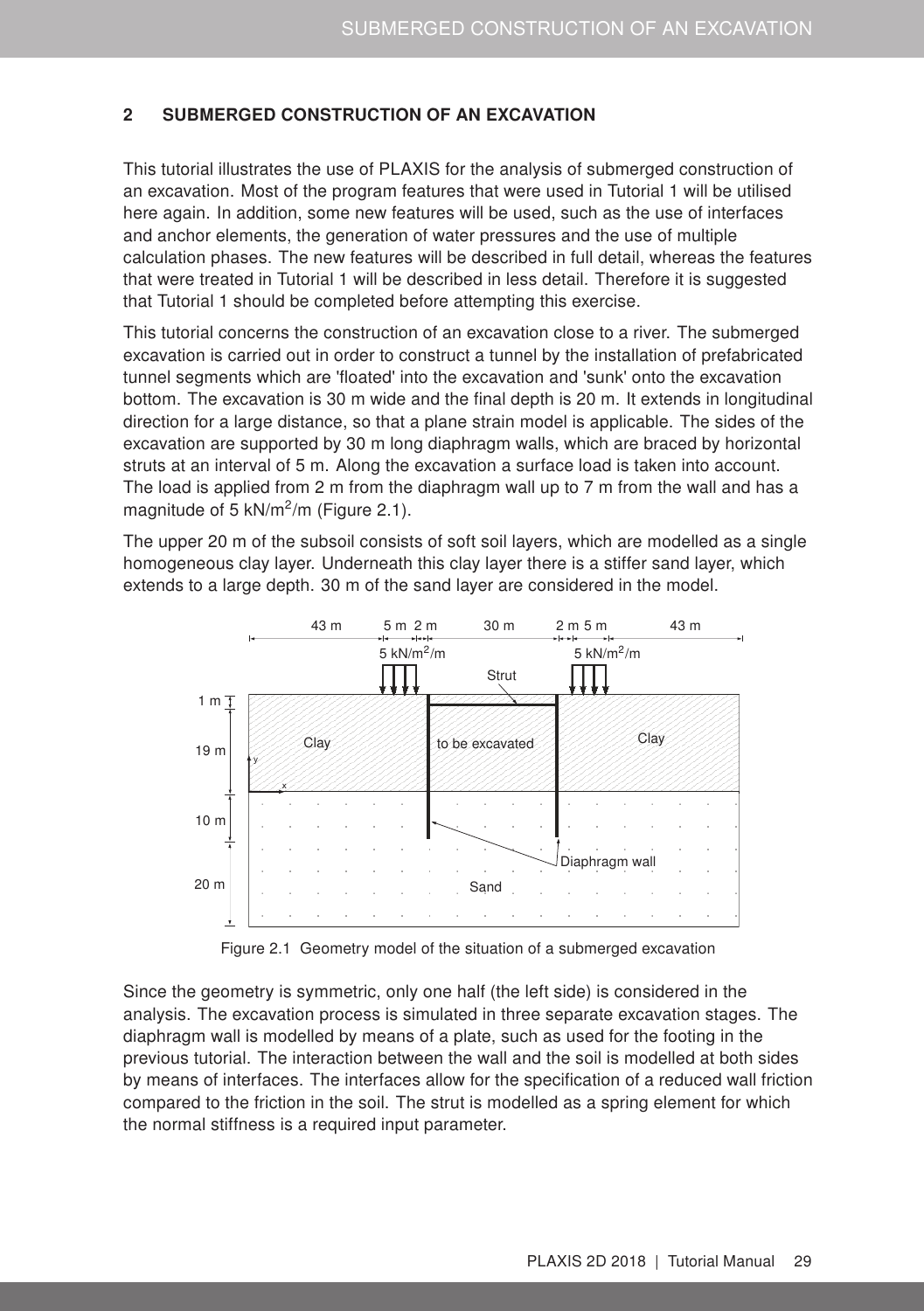## 2 SUBMERGED CONSTRUCTION OF AN EXCAVATION

This tutorial illustrates the use of PLAXIS for the analysis of submerged construction of an excavation. Most of the program features that were used in Tutorial 1 will be utilised here again. In addition, some new features will be used, such as the use of interfaces and anchor elements, the generation of water pressures and the use of multiple calculation phases. The new features will be described in full detail, whereas the features that were treated in Tutorial 1 will be described in less detail. Therefore it is suggested that Tutorial 1 should be completed before attempting this exercise.

This tutorial concerns the construction of an excavation close to a river. The submerged excavation is carried out in order to construct a tunnel by the installation of prefabricated tunnel segments which are 'floated' into the excavation and 'sunk' onto the excavation bottom. The excavation is 30 m wide and the final depth is 20 m. It extends in longitudinal direction for a large distance, so that a plane strain model is applicable. The sides of the excavation are supported by 30 m long diaphragm walls, which are braced by horizontal struts at an interval of 5 m. Along the excavation a surface load is taken into account. The load is applied from 2 m from the diaphragm wall up to 7 m from the wall and has a magnitude of 5 kN/m$^2$/m (Figure 2.1).

The upper 20 m of the subsoil consists of soft soil layers, which are modelled as a single homogeneous clay layer. Underneath this clay layer there is a stiffer sand layer, which extends to a large depth. 30 m of the sand layer are considered in the model.

Figure 2.1 Geometry model of the situation of a submerged excavation

Since the geometry is symmetric, only one half (the left side) is considered in the analysis. The excavation process is simulated in three separate excavation stages. The diaphragm wall is modelled by means of a plate, such as used for the footing in the previous tutorial. The interaction between the wall and the soil is modelled at both sides by means of interfaces. The interfaces allow for the specification of a reduced wall friction compared to the friction in the soil. The strut is modelled as a spring element for which the normal stiffness is a required input parameter.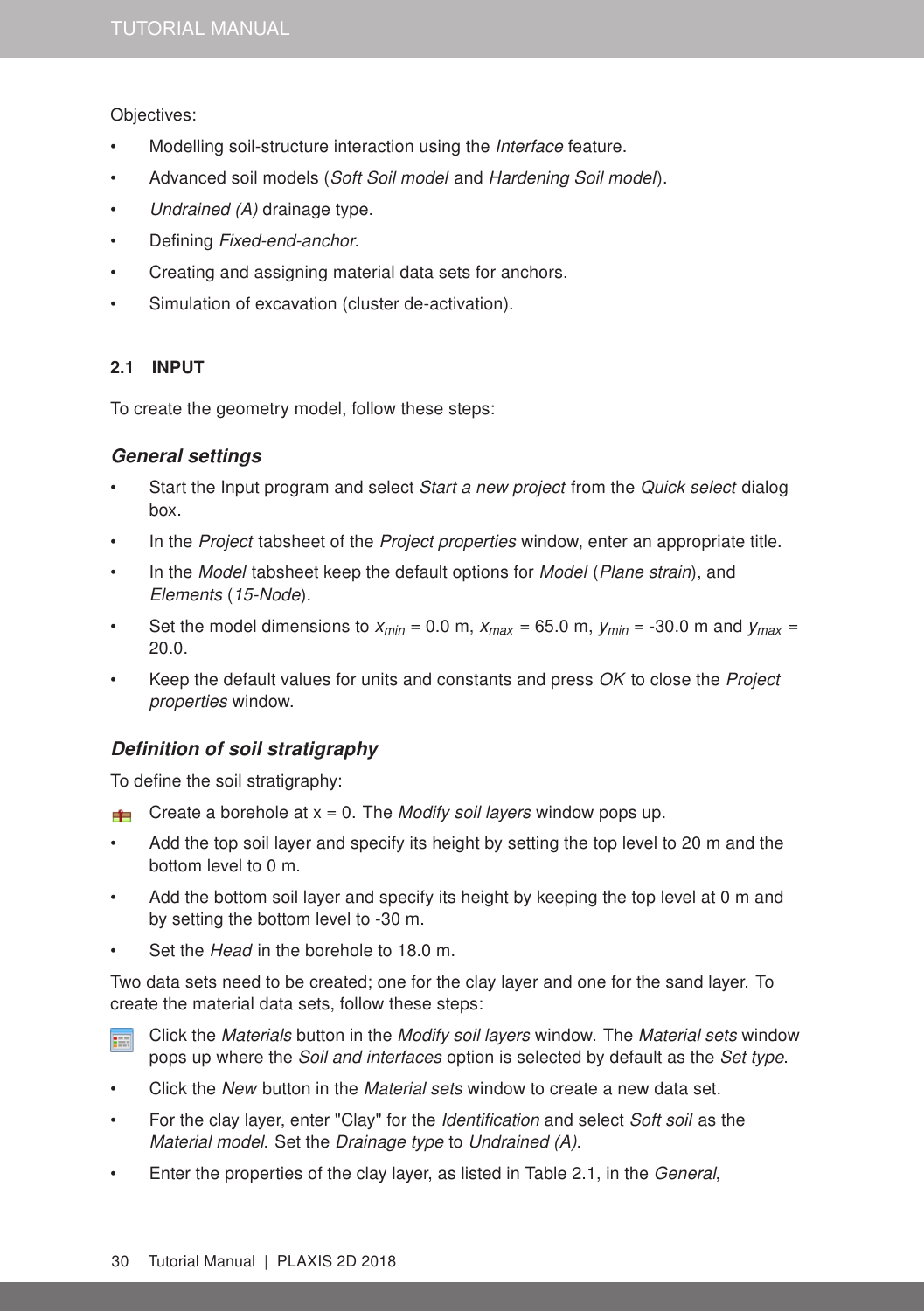Objectives:

- Modelling soil-structure interaction using the *Interface* feature.
- Advanced soil models (*Soft Soil model* and *Hardening Soil model*).
- *Undrained (A)* drainage type.
- Defining *Fixed-end-anchor*.
- Creating and assigning material data sets for anchors.
- Simulation of excavation (cluster de-activation).

## 2.1 INPUT

To create the geometry model, follow these steps:

### *General settings*

- Start the Input program and select *Start a new project* from the *Quick select* dialog box.
- In the *Project* tabsheet of the *Project properties* window, enter an appropriate title.
- In the *Model* tabsheet keep the default options for *Model* (*Plane strain*), and *Elements* (*15-Node*).
- Set the model dimensions to $x_{min}$ = 0.0 m, $x_{max}$ = 65.0 m, $y_{min}$ = -30.0 m and $y_{max}$ = 20.0.
- Keep the default values for units and constants and press *OK* to close the *Project properties* window.

### *Definition of soil stratigraphy*

To define the soil stratigraphy:

- Create a borehole at x = 0. The *Modify soil layers* window pops up.
- Add the top soil layer and specify its height by setting the top level to 20 m and the bottom level to 0 m.
- Add the bottom soil layer and specify its height by keeping the top level at 0 m and by setting the bottom level to -30 m.
- Set the *Head* in the borehole to 18.0 m.

Two data sets need to be created; one for the clay layer and one for the sand layer. To create the material data sets, follow these steps:

- Click the *Materials* button in the *Modify soil layers* window. The *Material sets* window pops up where the *Soil and interfaces* option is selected by default as the *Set type*.
- Click the *New* button in the *Material sets* window to create a new data set.
- For the clay layer, enter "Clay" for the *Identification* and select *Soft soil* as the *Material model*. Set the *Drainage type* to *Undrained (A)*.
- Enter the properties of the clay layer, as listed in Table 2.1, in the *General*,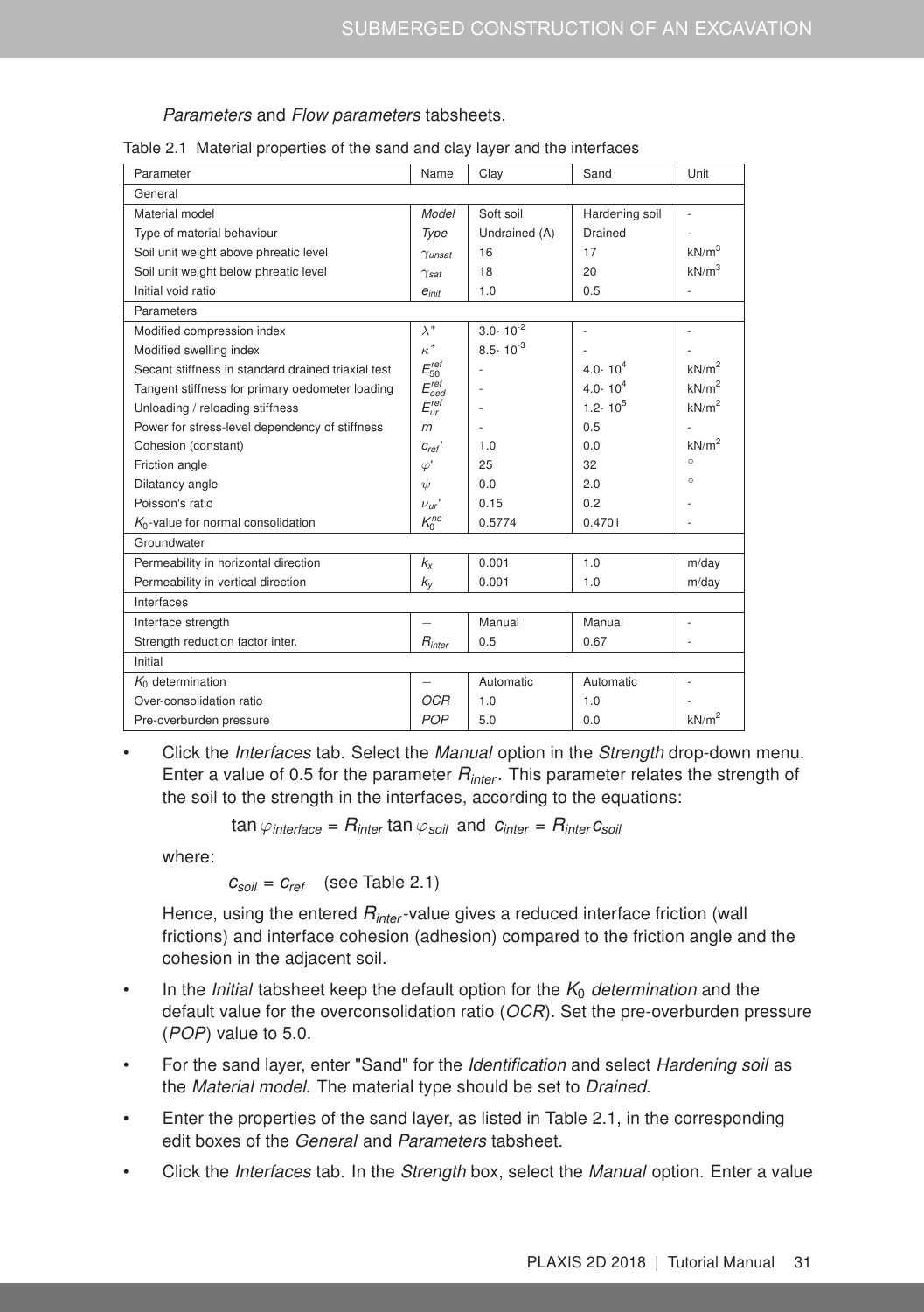*Parameters* and *Flow parameters* tabsheets.

Table 2.1 Material properties of the sand and clay layer and the interfaces

| Parameter | Name | Clay | Sand | Unit |
|---|---|---|---|---|
| General | | | | |
| Material model | *Model* | Soft soil | Hardening soil | - |
| Type of material behaviour | *Type* | Undrained (A) | Drained | - |
| Soil unit weight above phreatic level | $\gamma_{unsat}$ | 16 | 17 | $kN/m^3$ |
| Soil unit weight below phreatic level | $\gamma_{sat}$ | 18 | 20 | $kN/m^3$ |
| Initial void ratio | $e_{init}$ | 1.0 | 0.5 | - |
| Parameters | | | | |
| Modified compression index | $\lambda^*$ | $3.0 \cdot 10^{-2}$ | - | - |
| Modified swelling index | $\kappa^*$ | $8.5 \cdot 10^{-3}$ | - | - |
| Secant stiffness in standard drained triaxial test | $E_{50}^{ref}$ | - | $4.0 \cdot 10^4$ | $kN/m^2$ |
| Tangent stiffness for primary oedometer loading | $E_{oed}^{ref}$ | - | $4.0 \cdot 10^4$ | $kN/m^2$ |
| Unloading / reloading stiffness | $E_{ur}^{ref}$ | - | $1.2 \cdot 10^5$ | $kN/m^2$ |
| Power for stress-level dependency of stiffness | $m$ | - | 0.5 | - |
| Cohesion (constant) | $c_{ref}'$ | 1.0 | 0.0 | $kN/m^2$ |
| Friction angle | $\varphi'$ | 25 | 32 | ° |
| Dilatancy angle | $\psi$ | 0.0 | 2.0 | ° |
| Poisson's ratio | $\nu_{ur}'$ | 0.15 | 0.2 | - |
| $K_0$-value for normal consolidation | $K_0^{nc}$ | 0.5774 | 0.4701 | - |
| Groundwater | | | | |
| Permeability in horizontal direction | $k_x$ | 0.001 | 1.0 | m/day |
| Permeability in vertical direction | $k_y$ | 0.001 | 1.0 | m/day |
| Interfaces | | | | |
| Interface strength | — | Manual | Manual | - |
| Strength reduction factor inter. | $R_{inter}$ | 0.5 | 0.67 | - |
| Initial | | | | |
| $K_0$ determination | — | Automatic | Automatic | - |
| Over-consolidation ratio | *OCR* | 1.0 | 1.0 | - |
| Pre-overburden pressure | *POP* | 5.0 | 0.0 | $kN/m^2$ |

- Click the *Interfaces* tab. Select the *Manual* option in the *Strength* drop-down menu. Enter a value of 0.5 for the parameter $R_{inter}$. This parameter relates the strength of the soil to the strength in the interfaces, according to the equations:

  $$\tan \varphi_{interface} = R_{inter} \tan \varphi_{soil} \text{ and } c_{inter} = R_{inter} c_{soil}$$

  where:

  $c_{soil} = c_{ref}$ (see Table 2.1)

  Hence, using the entered $R_{inter}$-value gives a reduced interface friction (wall frictions) and interface cohesion (adhesion) compared to the friction angle and the cohesion in the adjacent soil.

- In the *Initial* tabsheet keep the default option for the $K_0$ *determination* and the default value for the overconsolidation ratio (*OCR*). Set the pre-overburden pressure (*POP*) value to 5.0.
- For the sand layer, enter "Sand" for the *Identification* and select *Hardening soil* as the *Material model*. The material type should be set to *Drained*.
- Enter the properties of the sand layer, as listed in Table 2.1, in the corresponding edit boxes of the *General* and *Parameters* tabsheet.
- Click the *Interfaces* tab. In the *Strength* box, select the *Manual* option. Enter a value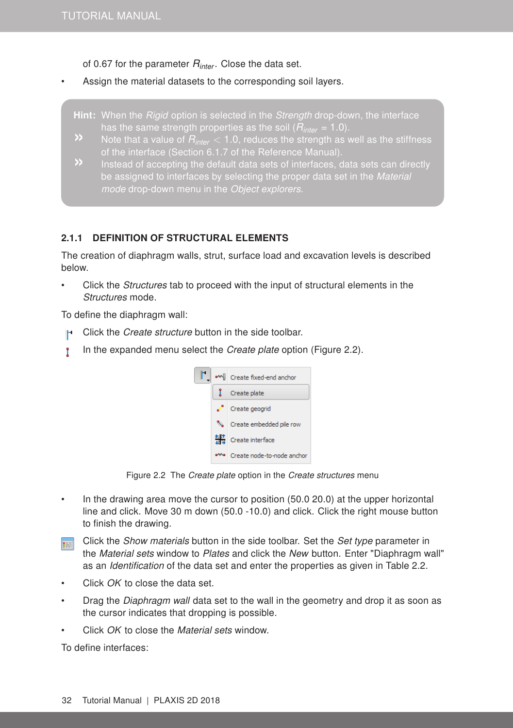of 0.67 for the parameter $R_{inter}$. Close the data set.

- Assign the material datasets to the corresponding soil layers.

> **Hint:** When the *Rigid* option is selected in the *Strength* drop-down, the interface has the same strength properties as the soil ($R_{inter}$ = 1.0).
>
> » Note that a value of $R_{inter} < 1.0$, reduces the strength as well as the stiffness of the interface (Section 6.1.7 of the Reference Manual).
>
> » Instead of accepting the default data sets of interfaces, data sets can directly be assigned to interfaces by selecting the proper data set in the *Material mode* drop-down menu in the *Object explorers*.

### 2.1.1 DEFINITION OF STRUCTURAL ELEMENTS

The creation of diaphragm walls, strut, surface load and excavation levels is described below.

- Click the *Structures* tab to proceed with the input of structural elements in the *Structures* mode.

To define the diaphragm wall:

- Click the *Create structure* button in the side toolbar.
- In the expanded menu select the *Create plate* option (Figure 2.2).

Figure 2.2 The *Create plate* option in the *Create structures* menu

- In the drawing area move the cursor to position (50.0 20.0) at the upper horizontal line and click. Move 30 m down (50.0 -10.0) and click. Click the right mouse button to finish the drawing.
- Click the *Show materials* button in the side toolbar. Set the *Set type* parameter in the *Material sets* window to *Plates* and click the *New* button. Enter "Diaphragm wall" as an *Identification* of the data set and enter the properties as given in Table 2.2.
- Click *OK* to close the data set.
- Drag the *Diaphragm wall* data set to the wall in the geometry and drop it as soon as the cursor indicates that dropping is possible.
- Click *OK* to close the *Material sets* window.

To define interfaces: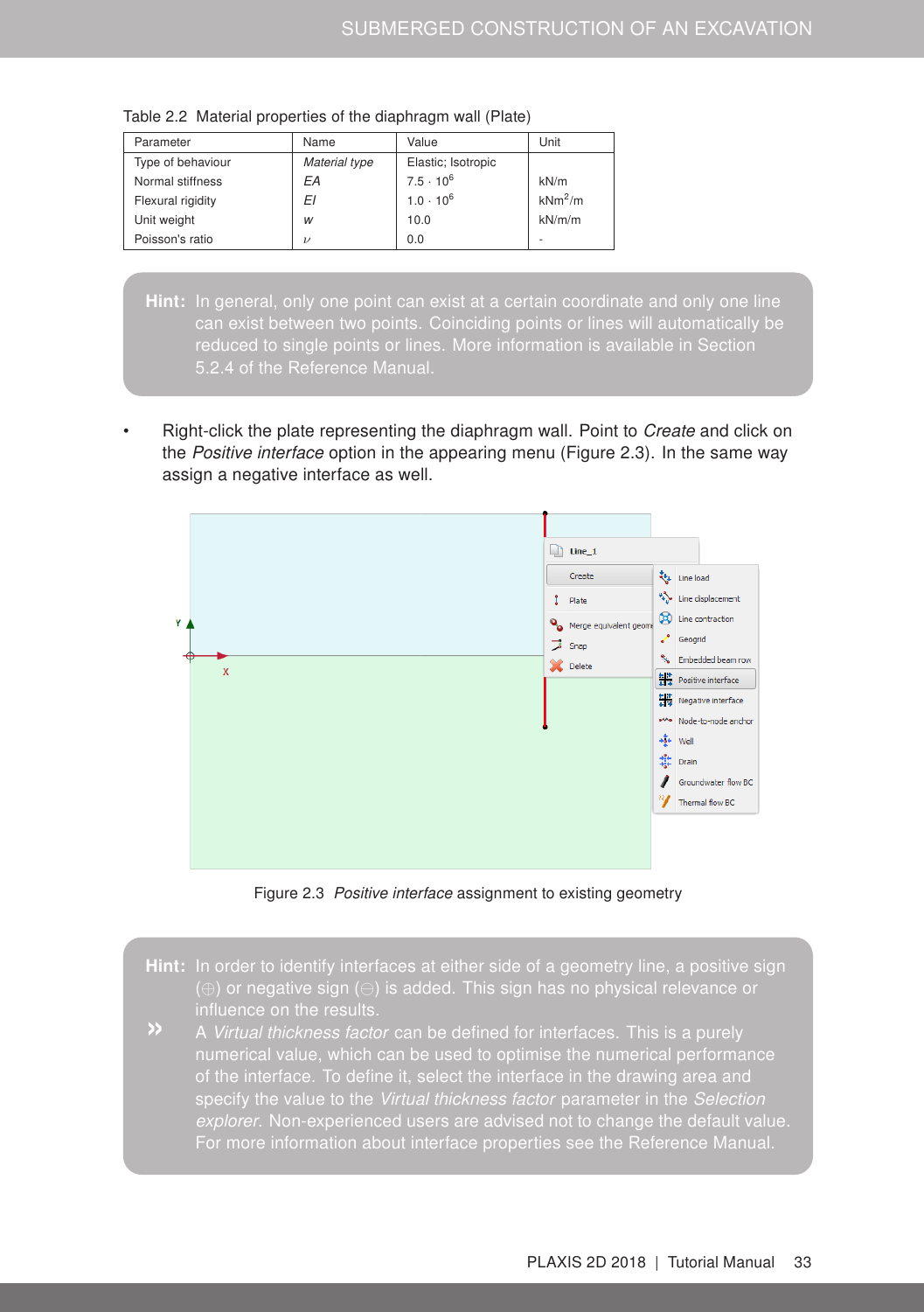Table 2.2 Material properties of the diaphragm wall (Plate)

| Parameter | Name | Value | Unit |
|---|---|---|---|
| Type of behaviour | *Material type* | Elastic; Isotropic | |
| Normal stiffness | *EA* | $7.5 \cdot 10^6$ | kN/m |
| Flexural rigidity | *EI* | $1.0 \cdot 10^6$ | $kNm^2/m$ |
| Unit weight | *w* | 10.0 | kN/m/m |
| Poisson's ratio | $\nu$ | 0.0 | - |

**Hint:** In general, only one point can exist at a certain coordinate and only one line can exist between two points. Coinciding points or lines will automatically be reduced to single points or lines. More information is available in Section 5.2.4 of the Reference Manual.

- Right-click the plate representing the diaphragm wall. Point to *Create* and click on the *Positive interface* option in the appearing menu (Figure 2.3). In the same way assign a negative interface as well.

Figure 2.3 *Positive interface* assignment to existing geometry

**Hint:** In order to identify interfaces at either side of a geometry line, a positive sign (⊕) or negative sign (⊖) is added. This sign has no physical relevance or influence on the results.

» A *Virtual thickness factor* can be defined for interfaces. This is a purely numerical value, which can be used to optimise the numerical performance of the interface. To define it, select the interface in the drawing area and specify the value to the *Virtual thickness factor* parameter in the *Selection explorer*. Non-experienced users are advised not to change the default value. For more information about interface properties see the Reference Manual.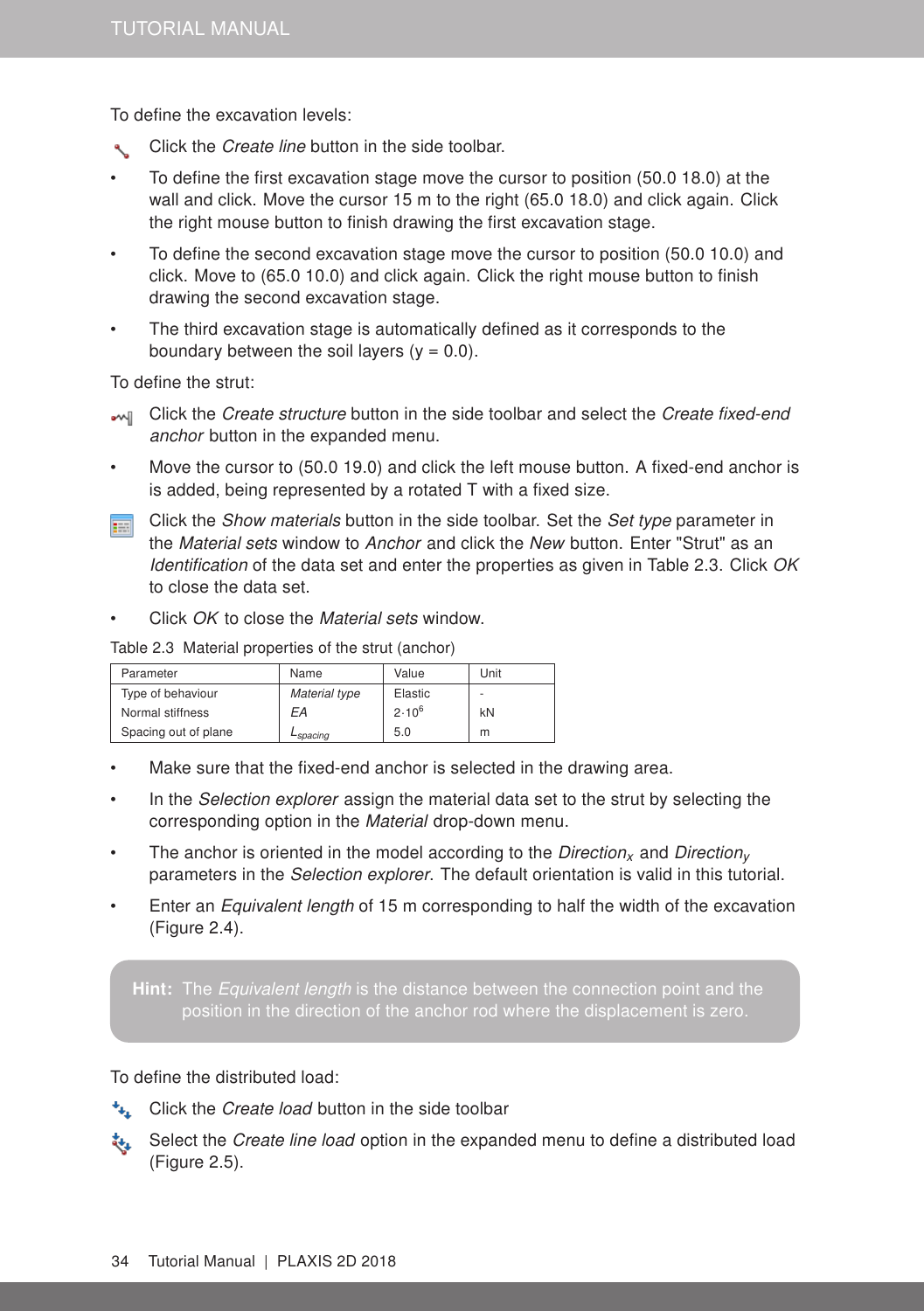To define the excavation levels:

- Click the *Create line* button in the side toolbar.
- To define the first excavation stage move the cursor to position (50.0 18.0) at the wall and click. Move the cursor 15 m to the right (65.0 18.0) and click again. Click the right mouse button to finish drawing the first excavation stage.
- To define the second excavation stage move the cursor to position (50.0 10.0) and click. Move to (65.0 10.0) and click again. Click the right mouse button to finish drawing the second excavation stage.
- The third excavation stage is automatically defined as it corresponds to the boundary between the soil layers (y = 0.0).

To define the strut:

- Click the *Create structure* button in the side toolbar and select the *Create fixed-end anchor* button in the expanded menu.
- Move the cursor to (50.0 19.0) and click the left mouse button. A fixed-end anchor is is added, being represented by a rotated T with a fixed size.
- Click the *Show materials* button in the side toolbar. Set the *Set type* parameter in the *Material sets* window to *Anchor* and click the *New* button. Enter "Strut" as an *Identification* of the data set and enter the properties as given in Table 2.3. Click *OK* to close the data set.
- Click *OK* to close the *Material sets* window.

Table 2.3 Material properties of the strut (anchor)

| Parameter | Name | Value | Unit |
|---|---|---|---|
| Type of behaviour | *Material type* | Elastic | - |
| Normal stiffness | *EA* | $2 \cdot 10^6$ | kN |
| Spacing out of plane | $L_{spacing}$ | 5.0 | m |

- Make sure that the fixed-end anchor is selected in the drawing area.
- In the *Selection explorer* assign the material data set to the strut by selecting the corresponding option in the *Material* drop-down menu.
- The anchor is oriented in the model according to the *Direction*$_x$ and *Direction*$_y$ parameters in the *Selection explorer*. The default orientation is valid in this tutorial.
- Enter an *Equivalent length* of 15 m corresponding to half the width of the excavation (Figure 2.4).

> **Hint:** The *Equivalent length* is the distance between the connection point and the position in the direction of the anchor rod where the displacement is zero.

To define the distributed load:

- Click the *Create load* button in the side toolbar
- Select the *Create line load* option in the expanded menu to define a distributed load (Figure 2.5).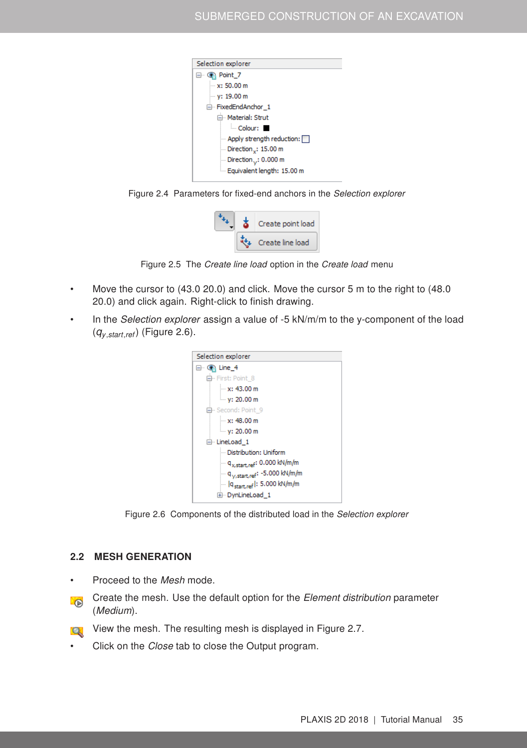Figure 2.4 Parameters for fixed-end anchors in the *Selection explorer*

Figure 2.5 The *Create line load* option in the *Create load* menu

- Move the cursor to (43.0 20.0) and click. Move the cursor 5 m to the right to (48.0 20.0) and click again. Right-click to finish drawing.
- In the *Selection explorer* assign a value of -5 kN/m/m to the y-component of the load ($q_{y,start,ref}$) (Figure 2.6).

Figure 2.6 Components of the distributed load in the *Selection explorer*

## 2.2 MESH GENERATION

- Proceed to the *Mesh* mode.
- Create the mesh. Use the default option for the *Element distribution* parameter (*Medium*).
- View the mesh. The resulting mesh is displayed in Figure 2.7.
- Click on the *Close* tab to close the Output program.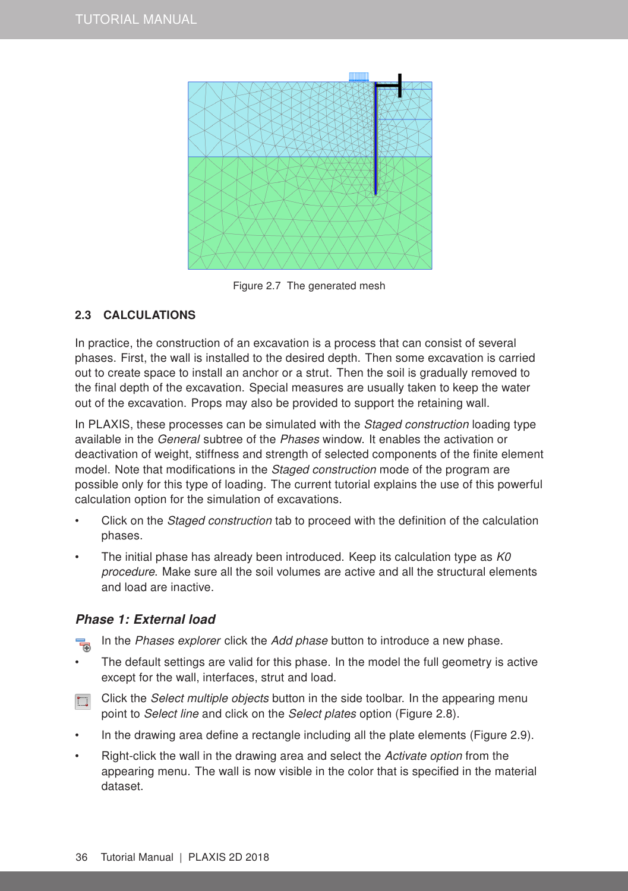Figure 2.7 The generated mesh

## 2.3 CALCULATIONS

In practice, the construction of an excavation is a process that can consist of several phases. First, the wall is installed to the desired depth. Then some excavation is carried out to create space to install an anchor or a strut. Then the soil is gradually removed to the final depth of the excavation. Special measures are usually taken to keep the water out of the excavation. Props may also be provided to support the retaining wall.

In PLAXIS, these processes can be simulated with the *Staged construction* loading type available in the *General* subtree of the *Phases* window. It enables the activation or deactivation of weight, stiffness and strength of selected components of the finite element model. Note that modifications in the *Staged construction* mode of the program are possible only for this type of loading. The current tutorial explains the use of this powerful calculation option for the simulation of excavations.

- Click on the *Staged construction* tab to proceed with the definition of the calculation phases.
- The initial phase has already been introduced. Keep its calculation type as *K0 procedure*. Make sure all the soil volumes are active and all the structural elements and load are inactive.

### *Phase 1: External load*

- In the *Phases explorer* click the *Add phase* button to introduce a new phase.
- The default settings are valid for this phase. In the model the full geometry is active except for the wall, interfaces, strut and load.
- Click the *Select multiple objects* button in the side toolbar. In the appearing menu point to *Select line* and click on the *Select plates* option (Figure 2.8).
- In the drawing area define a rectangle including all the plate elements (Figure 2.9).
- Right-click the wall in the drawing area and select the *Activate option* from the appearing menu. The wall is now visible in the color that is specified in the material dataset.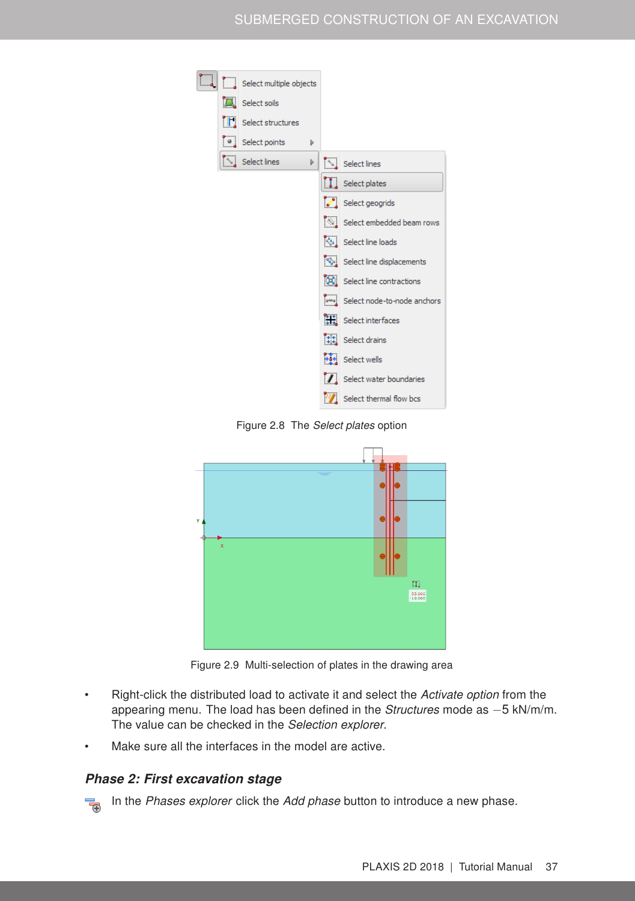Figure 2.8 The *Select plates* option

Figure 2.9 Multi-selection of plates in the drawing area

- Right-click the distributed load to activate it and select the *Activate option* from the appearing menu. The load has been defined in the *Structures* mode as −5 kN/m/m. The value can be checked in the *Selection explorer*.
- Make sure all the interfaces in the model are active.

### Phase 2: First excavation stage

In the *Phases explorer* click the *Add phase* button to introduce a new phase.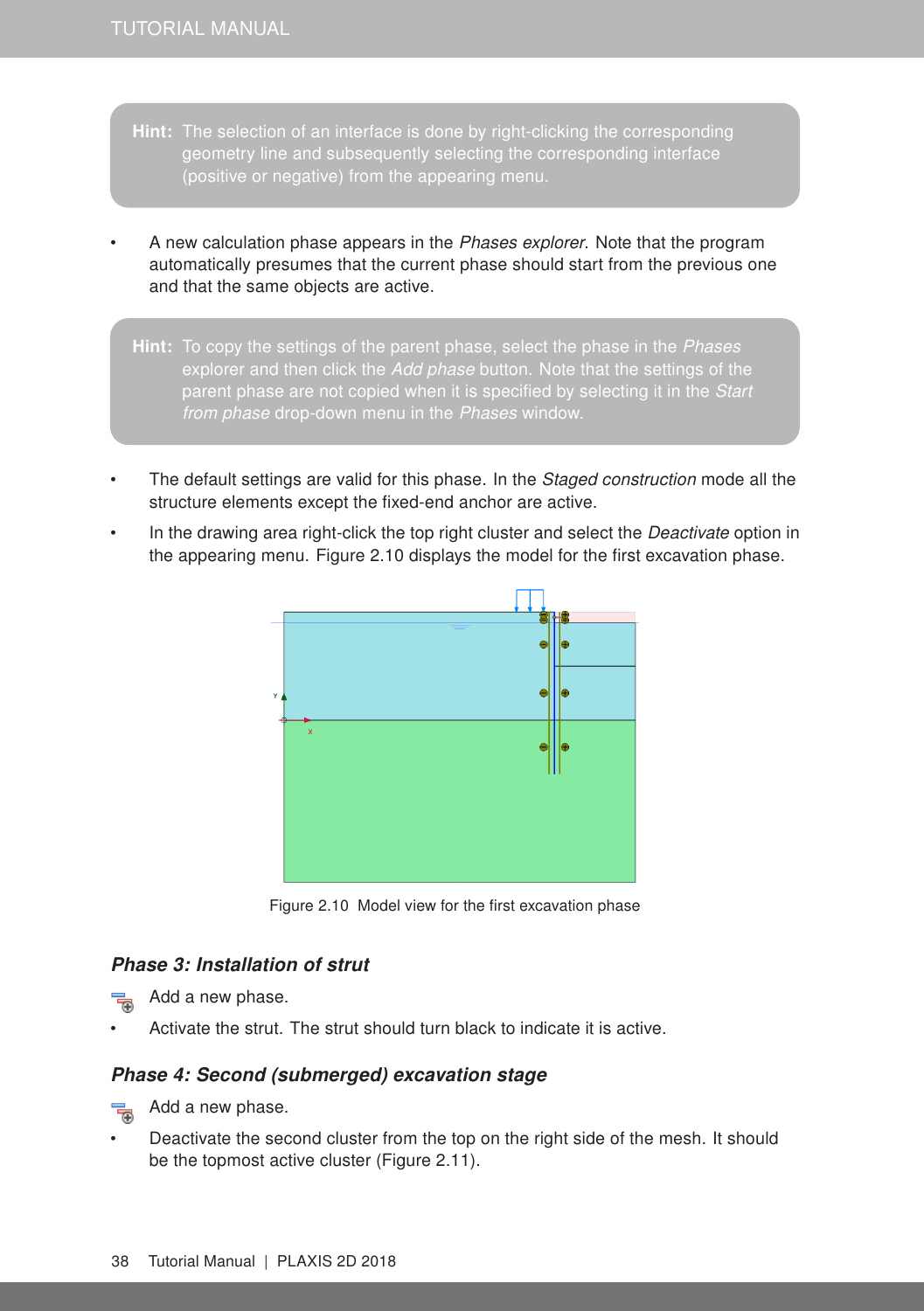> **Hint:** The selection of an interface is done by right-clicking the corresponding geometry line and subsequently selecting the corresponding interface (positive or negative) from the appearing menu.

- A new calculation phase appears in the *Phases explorer*. Note that the program automatically presumes that the current phase should start from the previous one and that the same objects are active.

> **Hint:** To copy the settings of the parent phase, select the phase in the *Phases* explorer and then click the *Add phase* button. Note that the settings of the parent phase are not copied when it is specified by selecting it in the *Start from phase* drop-down menu in the *Phases* window.

- The default settings are valid for this phase. In the *Staged construction* mode all the structure elements except the fixed-end anchor are active.
- In the drawing area right-click the top right cluster and select the *Deactivate* option in the appearing menu. Figure 2.10 displays the model for the first excavation phase.

Figure 2.10 Model view for the first excavation phase

### *Phase 3: Installation of strut*

Add a new phase.

- Activate the strut. The strut should turn black to indicate it is active.

### *Phase 4: Second (submerged) excavation stage*

Add a new phase.

- Deactivate the second cluster from the top on the right side of the mesh. It should be the topmost active cluster (Figure 2.11).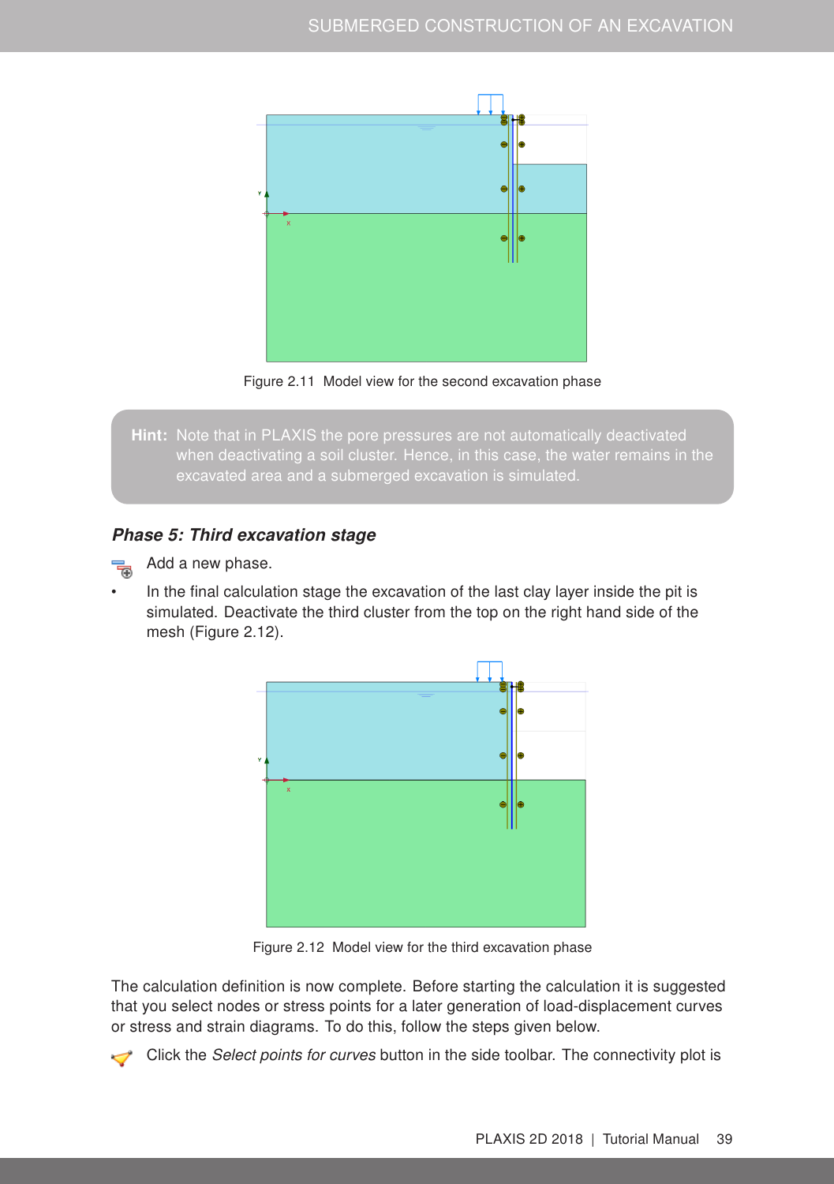Figure 2.11 Model view for the second excavation phase

> **Hint:** Note that in PLAXIS the pore pressures are not automatically deactivated when deactivating a soil cluster. Hence, in this case, the water remains in the excavated area and a submerged excavation is simulated.

### *Phase 5: Third excavation stage*

- Add a new phase.
- In the final calculation stage the excavation of the last clay layer inside the pit is simulated. Deactivate the third cluster from the top on the right hand side of the mesh (Figure 2.12).

Figure 2.12 Model view for the third excavation phase

The calculation definition is now complete. Before starting the calculation it is suggested that you select nodes or stress points for a later generation of load-displacement curves or stress and strain diagrams. To do this, follow the steps given below.

- Click the *Select points for curves* button in the side toolbar. The connectivity plot is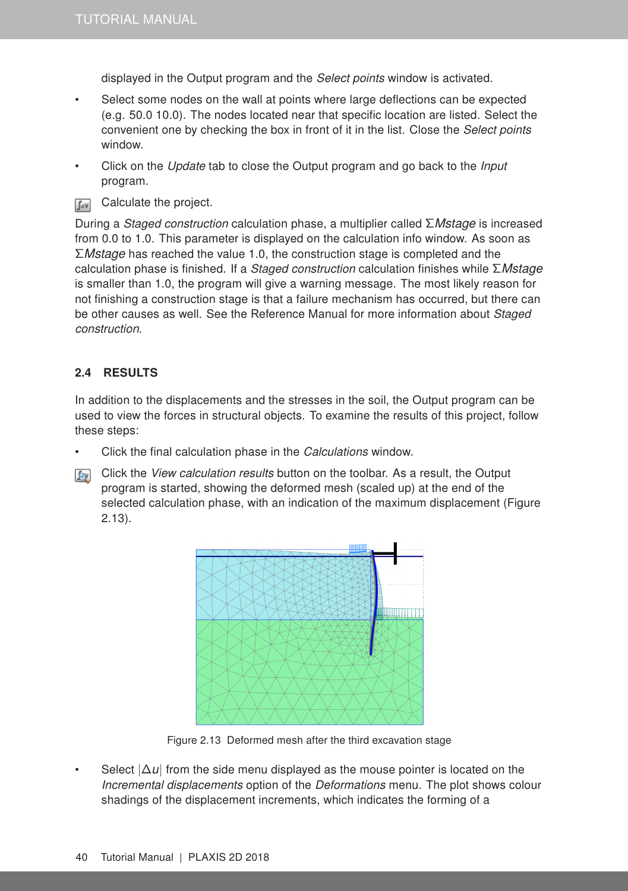displayed in the Output program and the *Select points* window is activated.

- Select some nodes on the wall at points where large deflections can be expected (e.g. 50.0 10.0). The nodes located near that specific location are listed. Select the convenient one by checking the box in front of it in the list. Close the *Select points* window.
- Click on the *Update* tab to close the Output program and go back to the *Input* program.

Calculate the project.

During a *Staged construction* calculation phase, a multiplier called $\Sigma$*Mstage* is increased from 0.0 to 1.0. This parameter is displayed on the calculation info window. As soon as $\Sigma$*Mstage* has reached the value 1.0, the construction stage is completed and the calculation phase is finished. If a *Staged construction* calculation finishes while $\Sigma$*Mstage* is smaller than 1.0, the program will give a warning message. The most likely reason for not finishing a construction stage is that a failure mechanism has occurred, but there can be other causes as well. See the Reference Manual for more information about *Staged construction*.

## 2.4 RESULTS

In addition to the displacements and the stresses in the soil, the Output program can be used to view the forces in structural objects. To examine the results of this project, follow these steps:

- Click the final calculation phase in the *Calculations* window.

Click the *View calculation results* button on the toolbar. As a result, the Output program is started, showing the deformed mesh (scaled up) at the end of the selected calculation phase, with an indication of the maximum displacement (Figure 2.13).

Figure 2.13 Deformed mesh after the third excavation stage

- Select $|\Delta u|$ from the side menu displayed as the mouse pointer is located on the *Incremental displacements* option of the *Deformations* menu. The plot shows colour shadings of the displacement increments, which indicates the forming of a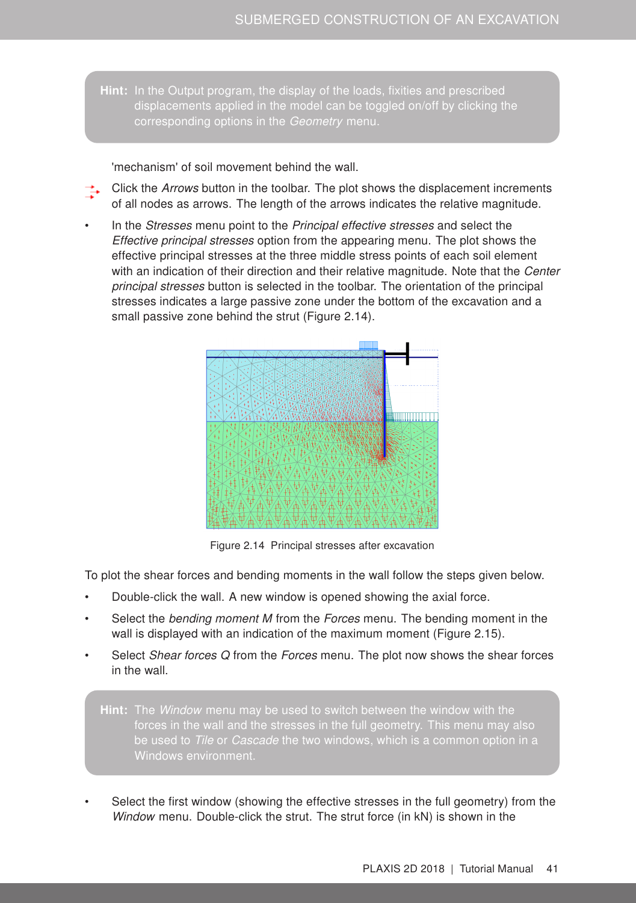**Hint:** In the Output program, the display of the loads, fixities and prescribed displacements applied in the model can be toggled on/off by clicking the corresponding options in the *Geometry* menu.

'mechanism' of soil movement behind the wall.

- Click the *Arrows* button in the toolbar. The plot shows the displacement increments of all nodes as arrows. The length of the arrows indicates the relative magnitude.
- In the *Stresses* menu point to the *Principal effective stresses* and select the *Effective principal stresses* option from the appearing menu. The plot shows the effective principal stresses at the three middle stress points of each soil element with an indication of their direction and their relative magnitude. Note that the *Center principal stresses* button is selected in the toolbar. The orientation of the principal stresses indicates a large passive zone under the bottom of the excavation and a small passive zone behind the strut (Figure 2.14).

Figure 2.14 Principal stresses after excavation

To plot the shear forces and bending moments in the wall follow the steps given below.

- Double-click the wall. A new window is opened showing the axial force.
- Select the *bending moment M* from the *Forces* menu. The bending moment in the wall is displayed with an indication of the maximum moment (Figure 2.15).
- Select *Shear forces Q* from the *Forces* menu. The plot now shows the shear forces in the wall.

**Hint:** The *Window* menu may be used to switch between the window with the forces in the wall and the stresses in the full geometry. This menu may also be used to *Tile* or *Cascade* the two windows, which is a common option in a Windows environment.

- Select the first window (showing the effective stresses in the full geometry) from the *Window* menu. Double-click the strut. The strut force (in kN) is shown in the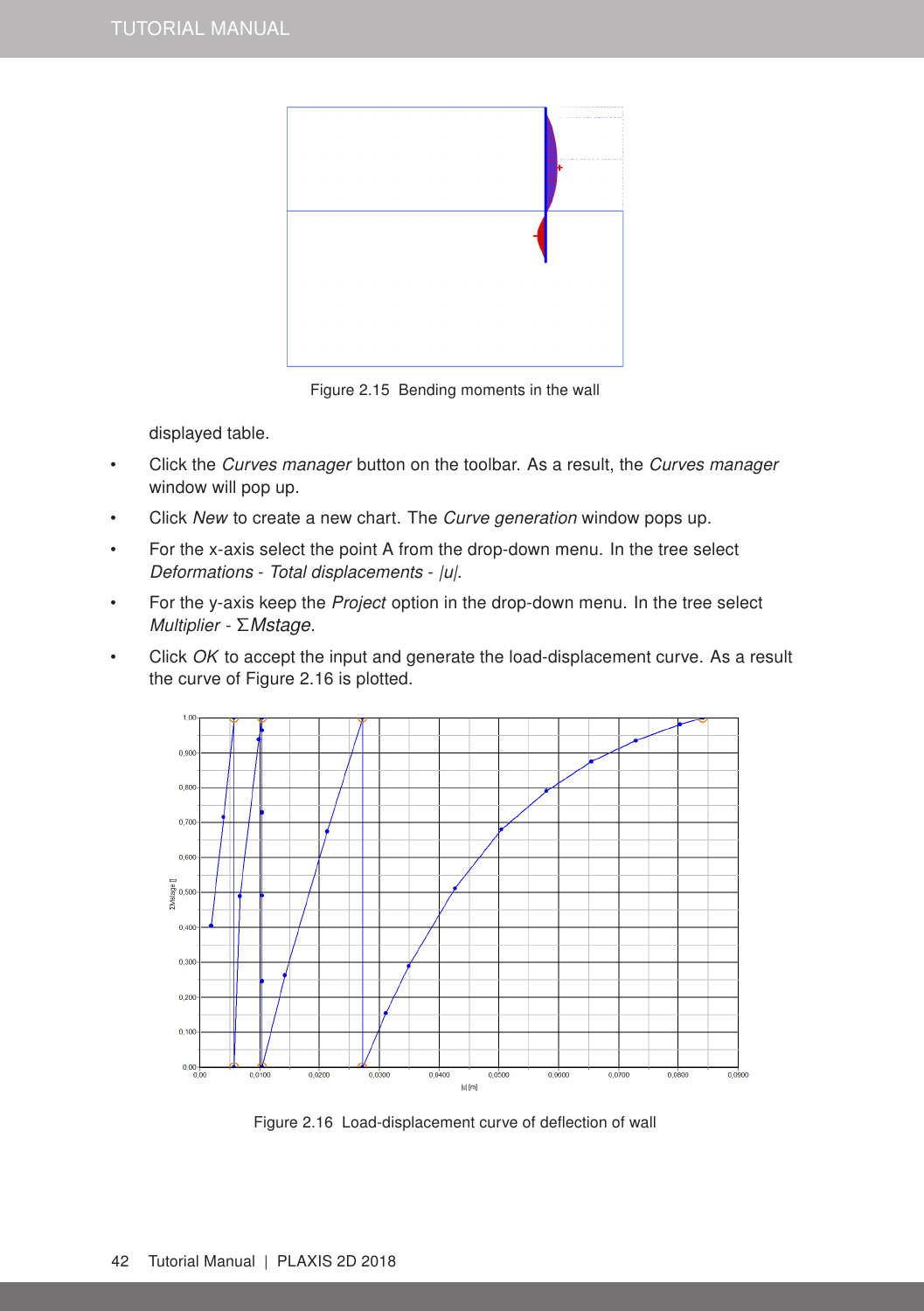Figure 2.15  Bending moments in the wall

displayed table.

- Click the *Curves manager* button on the toolbar. As a result, the *Curves manager* window will pop up.
- Click *New* to create a new chart. The *Curve generation* window pops up.
- For the x-axis select the point A from the drop-down menu. In the tree select *Deformations* - *Total displacements* - *|u|*.
- For the y-axis keep the *Project* option in the drop-down menu. In the tree select *Multiplier* - Σ*Mstage*.
- Click *OK* to accept the input and generate the load-displacement curve. As a result the curve of Figure 2.16 is plotted.

Figure 2.16  Load-displacement curve of deflection of wall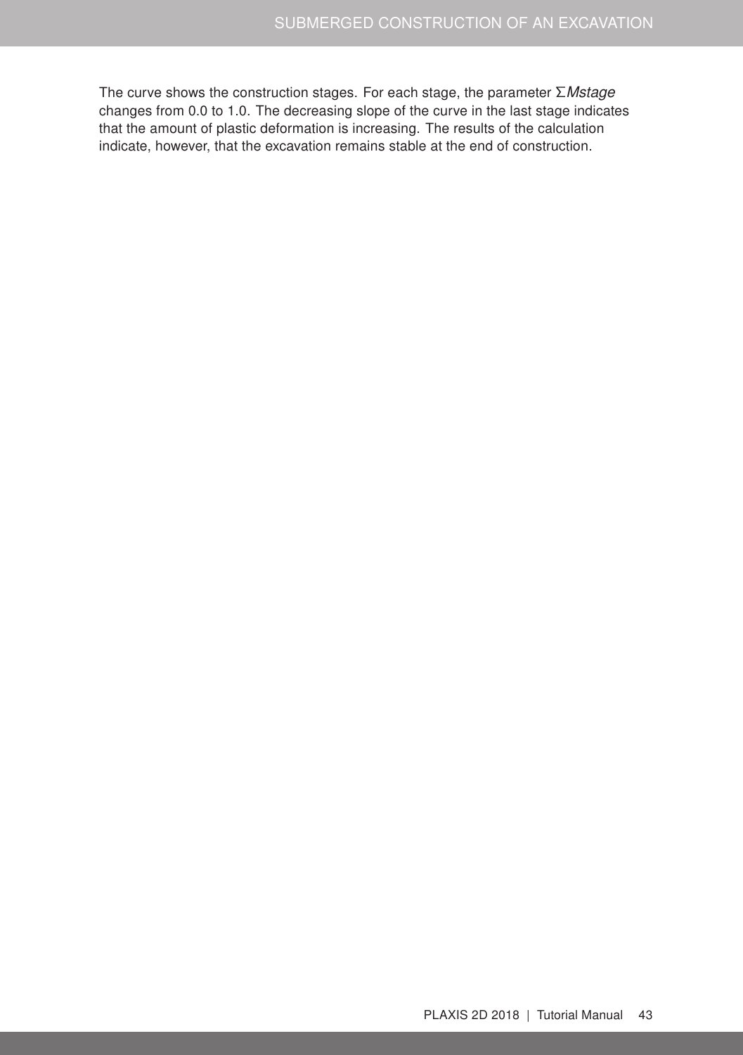The curve shows the construction stages. For each stage, the parameter $\Sigma Mstage$ changes from 0.0 to 1.0. The decreasing slope of the curve in the last stage indicates that the amount of plastic deformation is increasing. The results of the calculation indicate, however, that the excavation remains stable at the end of construction.